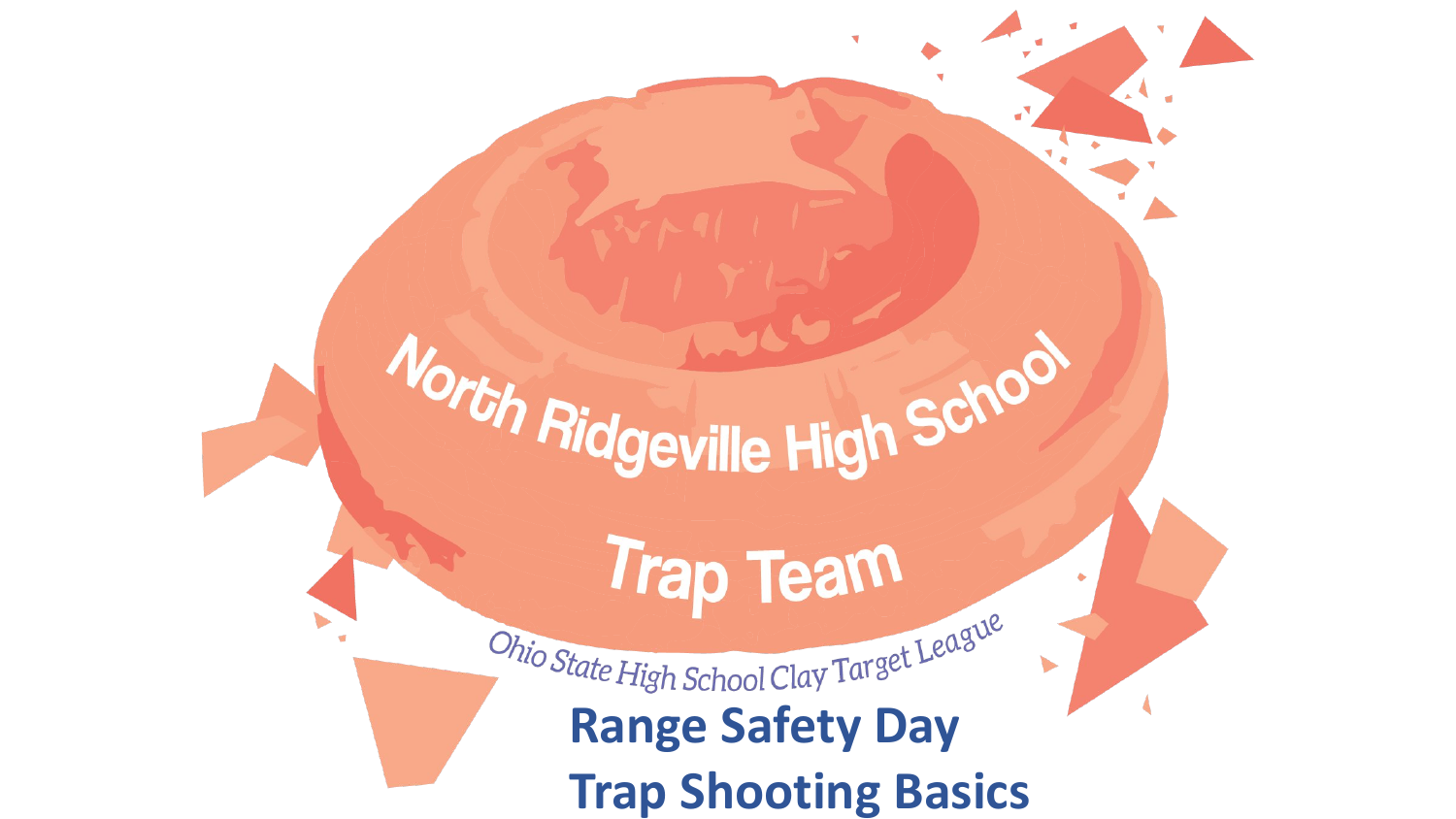# North Ridgeville High School

## Trap Team

*Ohio State High School Clay Target League*

## Range Safety Day

## Trap Shooting Basics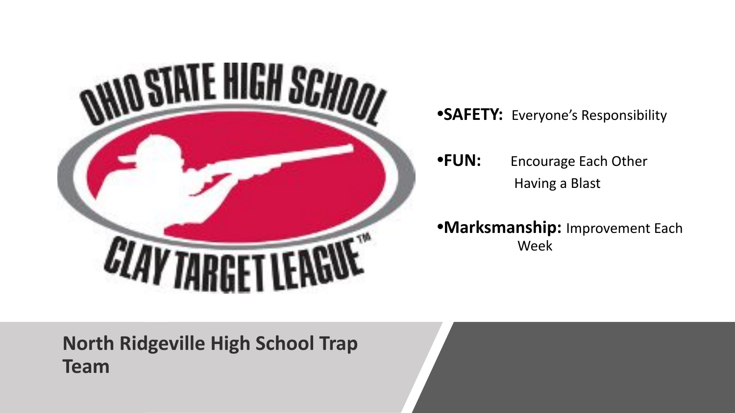- **SAFETY:** Everyone's Responsibility
- **FUN:** Encourage Each Other
  Having a Blast
- **Marksmanship:** Improvement Each Week

**North Ridgeville High School Trap Team**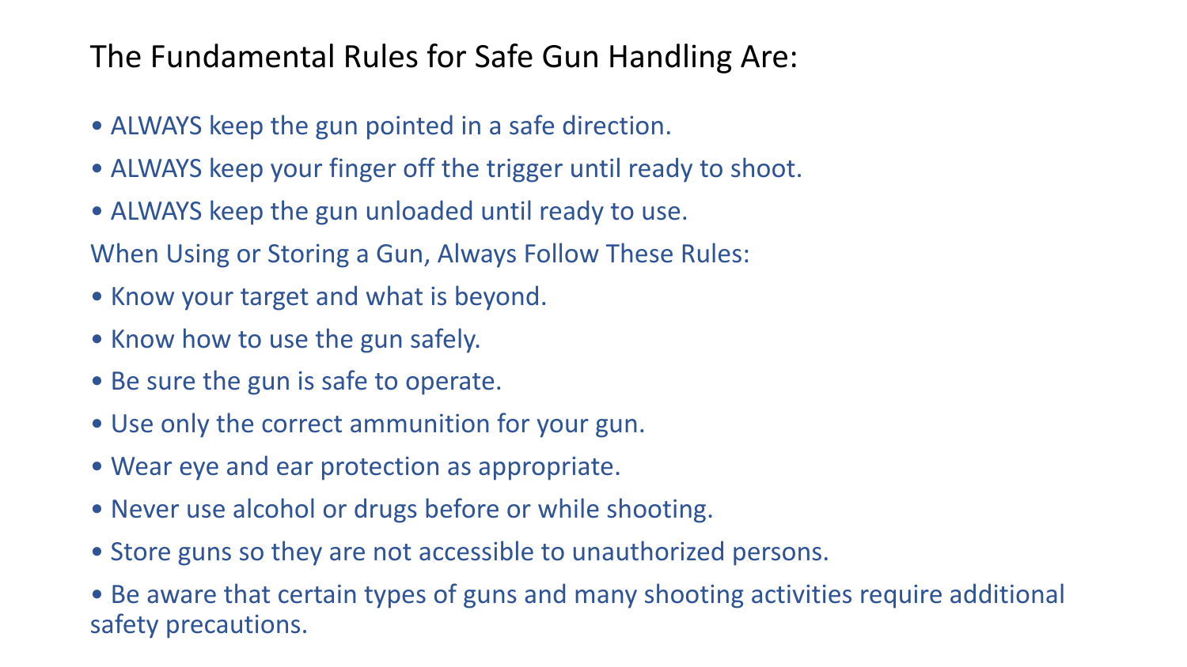## The Fundamental Rules for Safe Gun Handling Are:

- ALWAYS keep the gun pointed in a safe direction.
- ALWAYS keep your finger off the trigger until ready to shoot.
- ALWAYS keep the gun unloaded until ready to use.

When Using or Storing a Gun, Always Follow These Rules:

- Know your target and what is beyond.
- Know how to use the gun safely.
- Be sure the gun is safe to operate.
- Use only the correct ammunition for your gun.
- Wear eye and ear protection as appropriate.
- Never use alcohol or drugs before or while shooting.
- Store guns so they are not accessible to unauthorized persons.
- Be aware that certain types of guns and many shooting activities require additional safety precautions.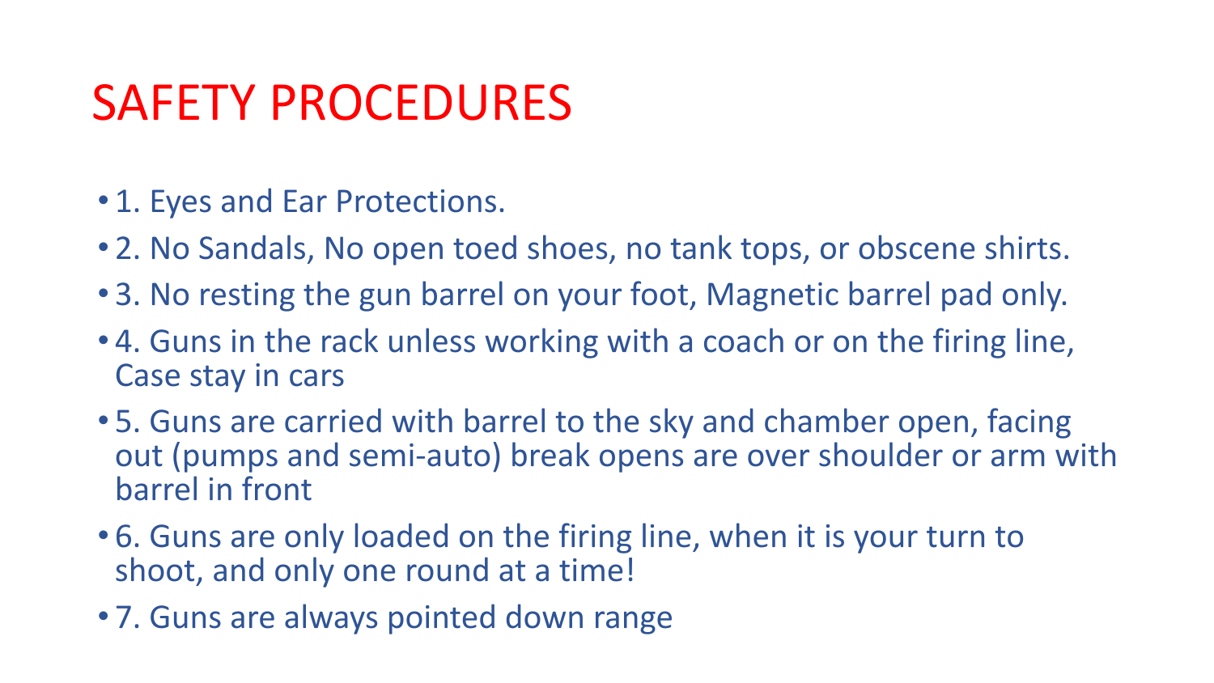# SAFETY PROCEDURES

- 1. Eyes and Ear Protections.
- 2. No Sandals, No open toed shoes, no tank tops, or obscene shirts.
- 3. No resting the gun barrel on your foot, Magnetic barrel pad only.
- 4. Guns in the rack unless working with a coach or on the firing line, Case stay in cars
- 5. Guns are carried with barrel to the sky and chamber open, facing out (pumps and semi-auto) break opens are over shoulder or arm with barrel in front
- 6. Guns are only loaded on the firing line, when it is your turn to shoot, and only one round at a time!
- 7. Guns are always pointed down range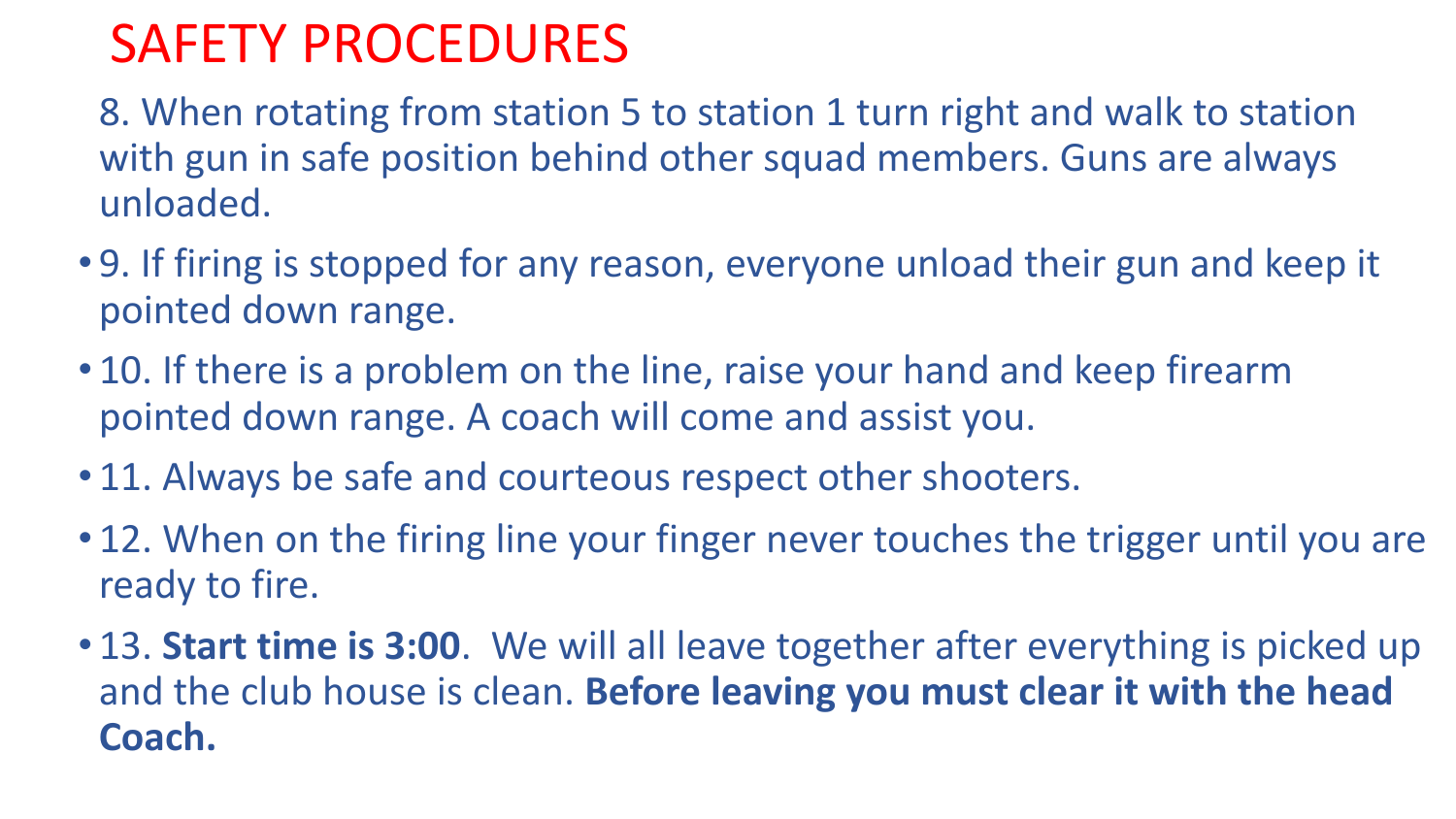# SAFETY PROCEDURES

8. When rotating from station 5 to station 1 turn right and walk to station with gun in safe position behind other squad members. Guns are always unloaded.

- 9. If firing is stopped for any reason, everyone unload their gun and keep it pointed down range.
- 10. If there is a problem on the line, raise your hand and keep firearm pointed down range. A coach will come and assist you.
- 11. Always be safe and courteous respect other shooters.
- 12. When on the firing line your finger never touches the trigger until you are ready to fire.
- 13. **Start time is 3:00**. We will all leave together after everything is picked up and the club house is clean. **Before leaving you must clear it with the head Coach.**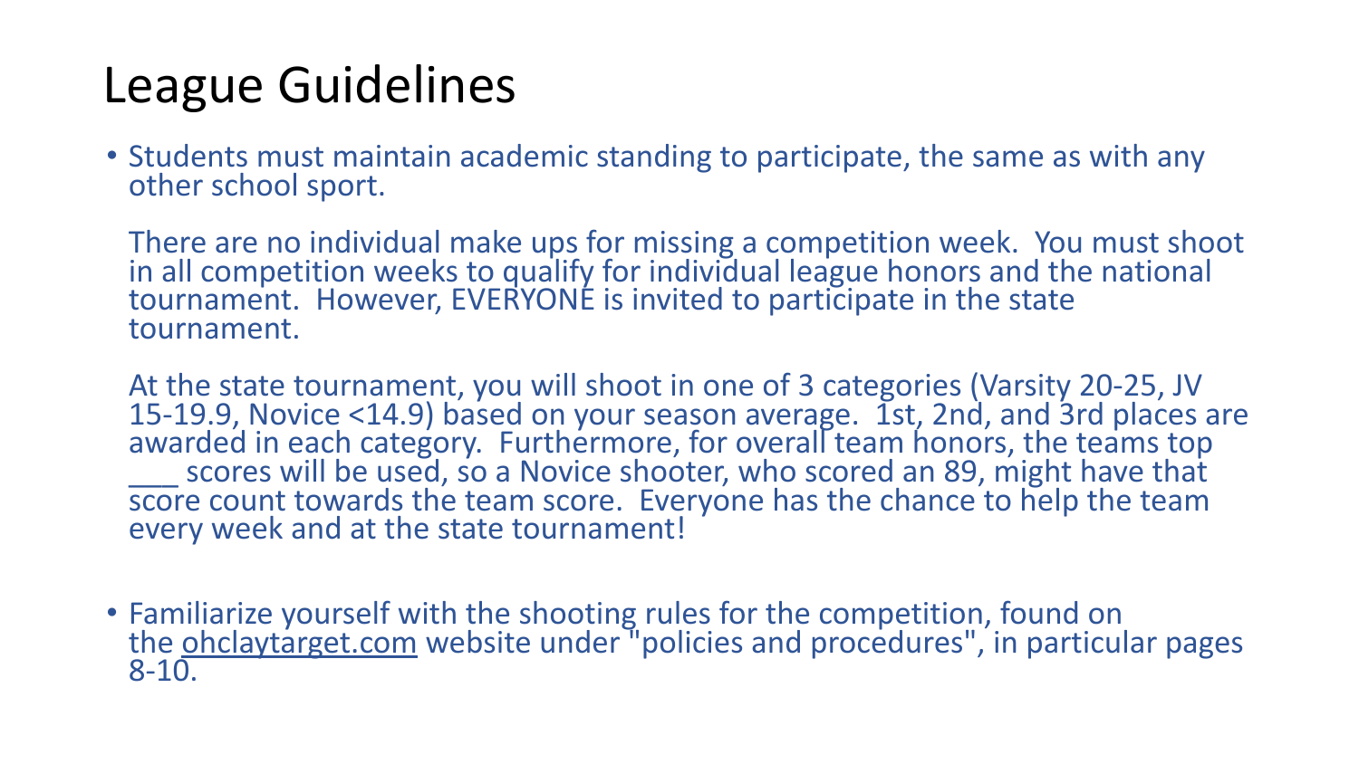# League Guidelines

- Students must maintain academic standing to participate, the same as with any other school sport.

  There are no individual make ups for missing a competition week. You must shoot in all competition weeks to qualify for individual league honors and the national tournament. However, EVERYONE is invited to participate in the state tournament.

  At the state tournament, you will shoot in one of 3 categories (Varsity 20-25, JV 15-19.9, Novice <14.9) based on your season average. 1st, 2nd, and 3rd places are awarded in each category. Furthermore, for overall team honors, the teams top ___ scores will be used, so a Novice shooter, who scored an 89, might have that score count towards the team score. Everyone has the chance to help the team every week and at the state tournament!

- Familiarize yourself with the shooting rules for the competition, found on the ohclaytarget.com website under "policies and procedures", in particular pages 8-10.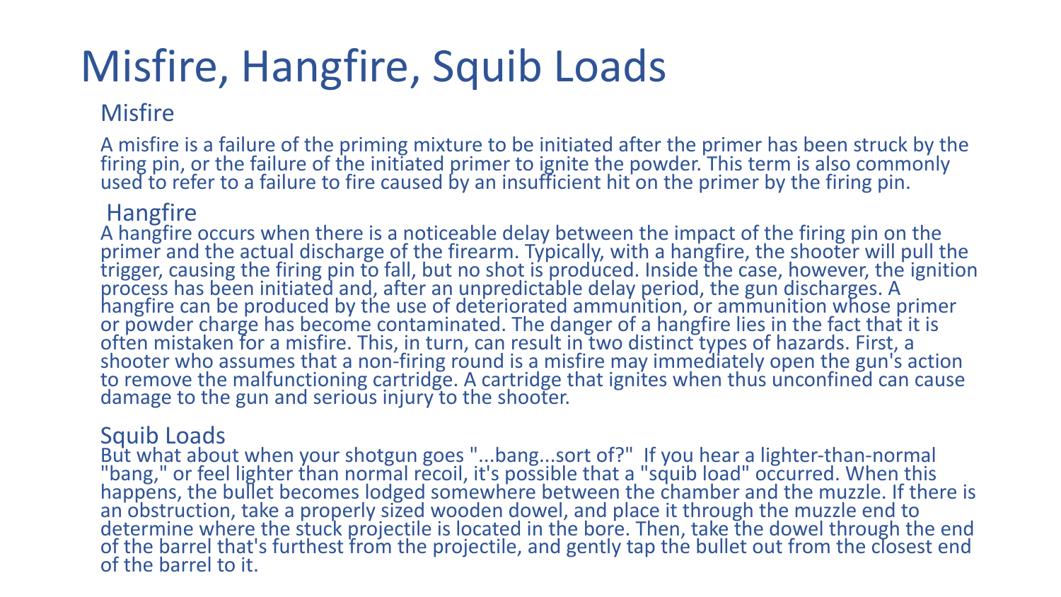# Misfire, Hangfire, Squib Loads

## Misfire

A misfire is a failure of the priming mixture to be initiated after the primer has been struck by the firing pin, or the failure of the initiated primer to ignite the powder. This term is also commonly used to refer to a failure to fire caused by an insufficient hit on the primer by the firing pin.

## Hangfire

A hangfire occurs when there is a noticeable delay between the impact of the firing pin on the primer and the actual discharge of the firearm. Typically, with a hangfire, the shooter will pull the trigger, causing the firing pin to fall, but no shot is produced. Inside the case, however, the ignition process has been initiated and, after an unpredictable delay period, the gun discharges. A hangfire can be produced by the use of deteriorated ammunition, or ammunition whose primer or powder charge has become contaminated. The danger of a hangfire lies in the fact that it is often mistaken for a misfire. This, in turn, can result in two distinct types of hazards. First, a shooter who assumes that a non-firing round is a misfire may immediately open the gun's action to remove the malfunctioning cartridge. A cartridge that ignites when thus unconfined can cause damage to the gun and serious injury to the shooter.

## Squib Loads

But what about when your shotgun goes "...bang...sort of?" If you hear a lighter-than-normal "bang," or feel lighter than normal recoil, it's possible that a "squib load" occurred. When this happens, the bullet becomes lodged somewhere between the chamber and the muzzle. If there is an obstruction, take a properly sized wooden dowel, and place it through the muzzle end to determine where the stuck projectile is located in the bore. Then, take the dowel through the end of the barrel that's furthest from the projectile, and gently tap the bullet out from the closest end of the barrel to it.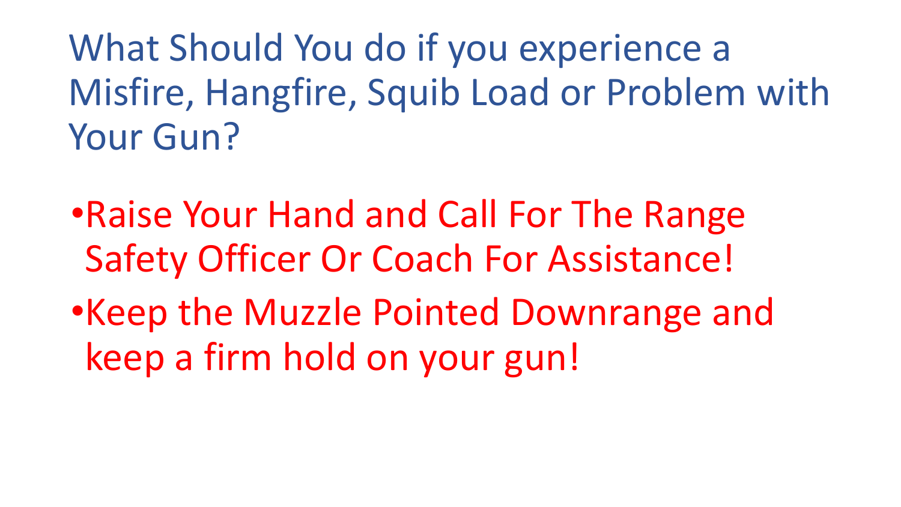# What Should You do if you experience a Misfire, Hangfire, Squib Load or Problem with Your Gun?

- Raise Your Hand and Call For The Range Safety Officer Or Coach For Assistance!
- Keep the Muzzle Pointed Downrange and keep a firm hold on your gun!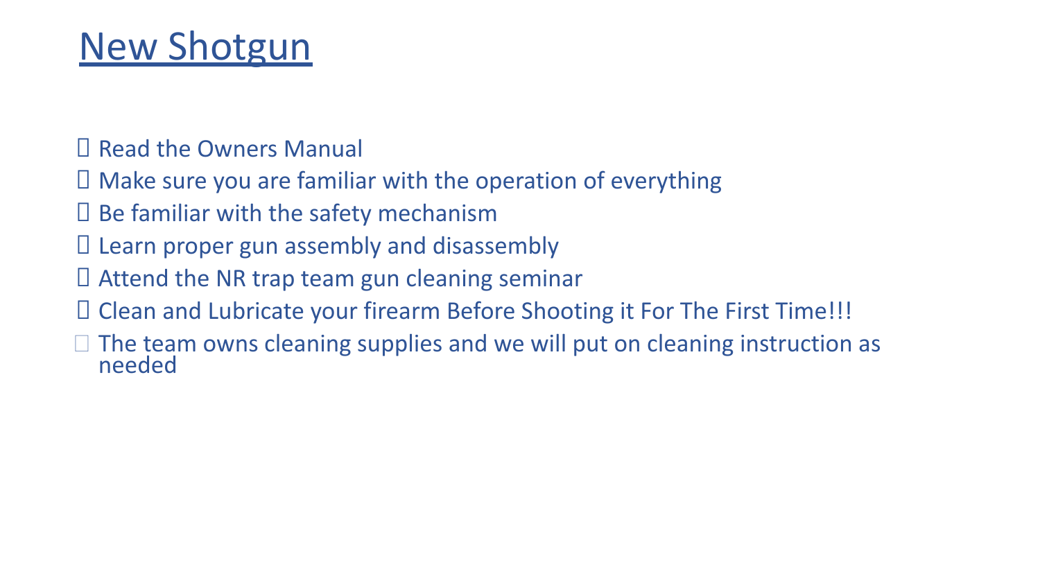# New Shotgun

- Read the Owners Manual
- Make sure you are familiar with the operation of everything
- Be familiar with the safety mechanism
- Learn proper gun assembly and disassembly
- Attend the NR trap team gun cleaning seminar
- Clean and Lubricate your firearm Before Shooting it For The First Time!!!
- The team owns cleaning supplies and we will put on cleaning instruction as needed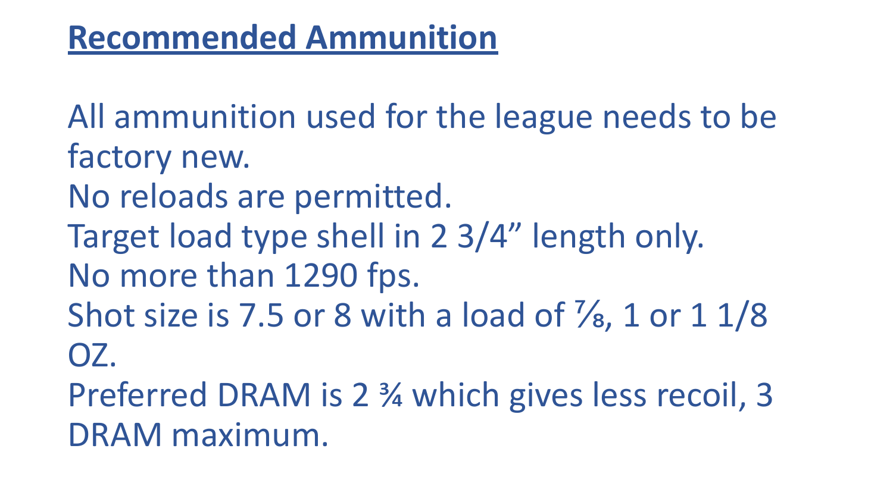## Recommended Ammunition

All ammunition used for the league needs to be factory new.
No reloads are permitted.
Target load type shell in 2 3/4" length only.
No more than 1290 fps.
Shot size is 7.5 or 8 with a load of ⅞, 1 or 1 1/8 OZ.
Preferred DRAM is 2 ¾ which gives less recoil, 3 DRAM maximum.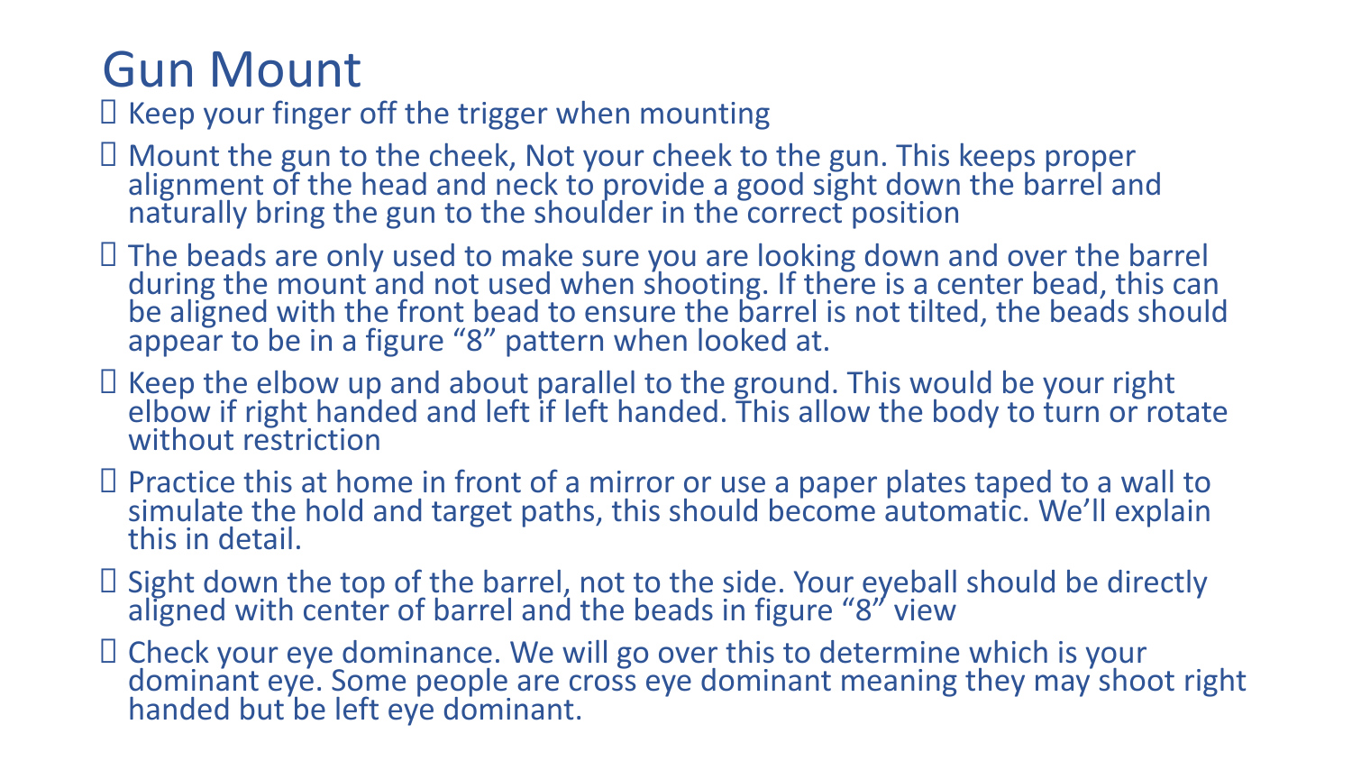# Gun Mount

- Keep your finger off the trigger when mounting
- Mount the gun to the cheek, Not your cheek to the gun. This keeps proper alignment of the head and neck to provide a good sight down the barrel and naturally bring the gun to the shoulder in the correct position
- The beads are only used to make sure you are looking down and over the barrel during the mount and not used when shooting. If there is a center bead, this can be aligned with the front bead to ensure the barrel is not tilted, the beads should appear to be in a figure "8" pattern when looked at.
- Keep the elbow up and about parallel to the ground. This would be your right elbow if right handed and left if left handed. This allow the body to turn or rotate without restriction
- Practice this at home in front of a mirror or use a paper plates taped to a wall to simulate the hold and target paths, this should become automatic. We'll explain this in detail.
- Sight down the top of the barrel, not to the side. Your eyeball should be directly aligned with center of barrel and the beads in figure "8" view
- Check your eye dominance. We will go over this to determine which is your dominant eye. Some people are cross eye dominant meaning they may shoot right handed but be left eye dominant.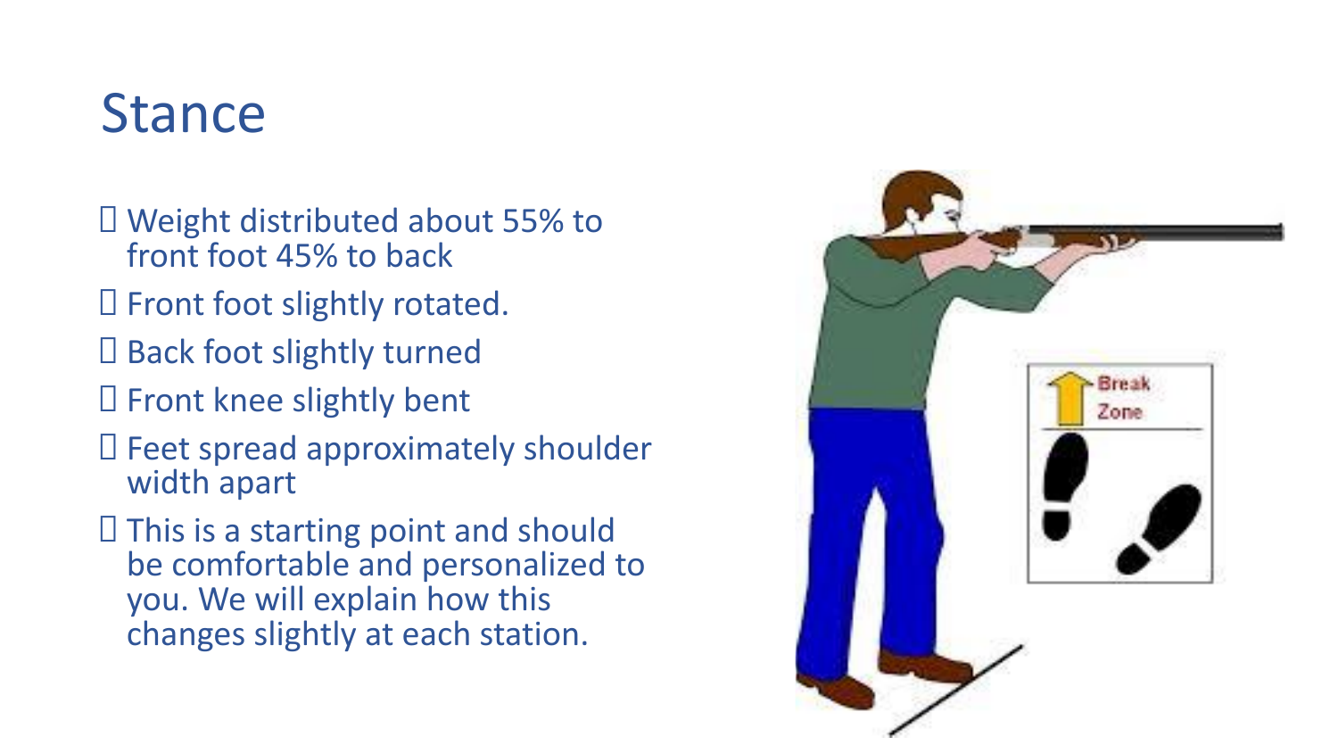# Stance

- Weight distributed about 55% to front foot 45% to back
- Front foot slightly rotated.
- Back foot slightly turned
- Front knee slightly bent
- Feet spread approximately shoulder width apart
- This is a starting point and should be comfortable and personalized to you. We will explain how this changes slightly at each station.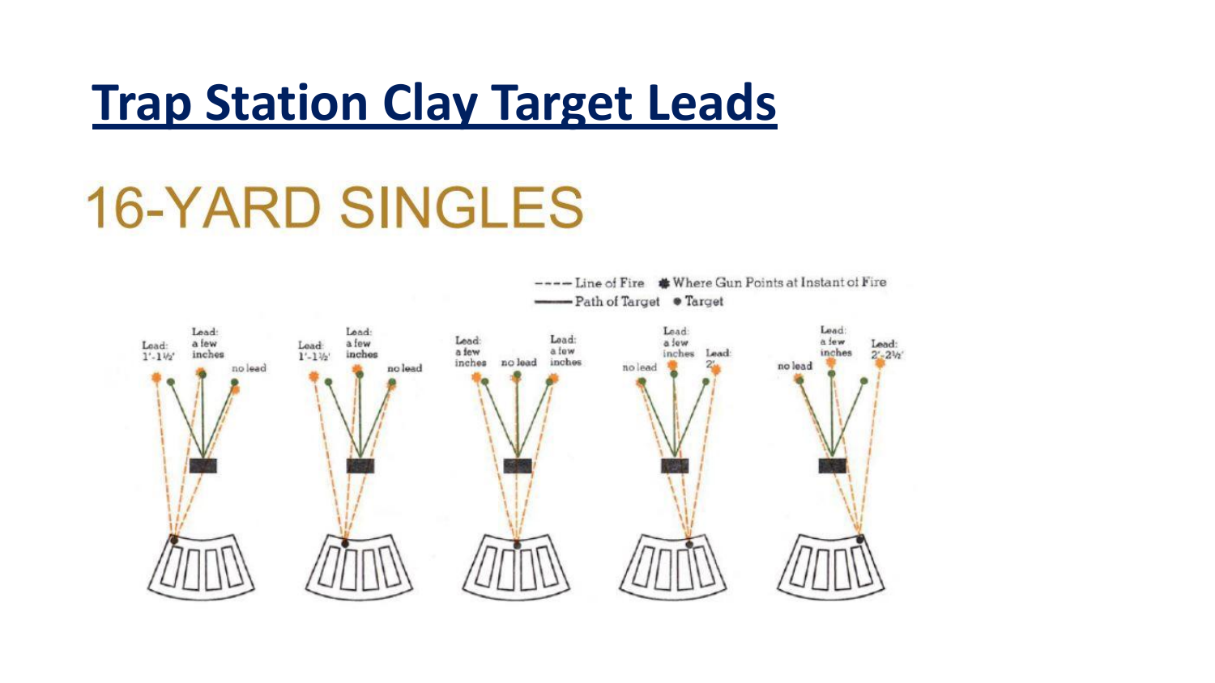# Trap Station Clay Target Leads

## 16-YARD SINGLES

---- Line of Fire ✸ Where Gun Points at Instant of Fire

—— Path of Target ● Target

Lead: 1'-1½' | Lead: a few inches | no lead

Lead: 1'-1½' | Lead: a few inches | no lead

Lead: a few inches | no lead | Lead: a few inches

no lead | Lead: a few inches | Lead: 2'

no lead | Lead: a few inches | Lead: 2'-2½'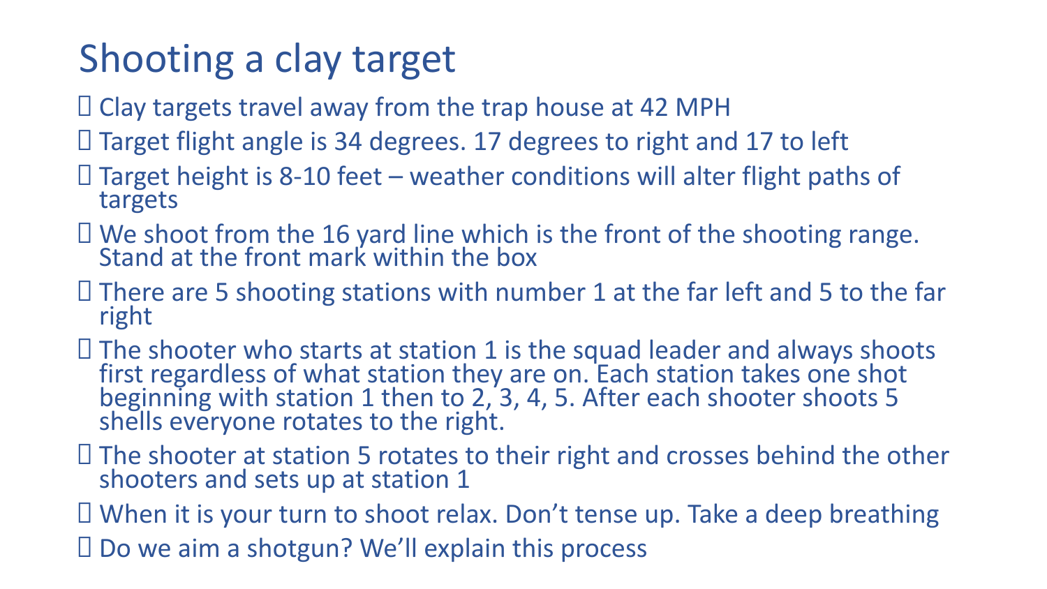# Shooting a clay target

- Clay targets travel away from the trap house at 42 MPH
- Target flight angle is 34 degrees. 17 degrees to right and 17 to left
- Target height is 8-10 feet – weather conditions will alter flight paths of targets
- We shoot from the 16 yard line which is the front of the shooting range. Stand at the front mark within the box
- There are 5 shooting stations with number 1 at the far left and 5 to the far right
- The shooter who starts at station 1 is the squad leader and always shoots first regardless of what station they are on. Each station takes one shot beginning with station 1 then to 2, 3, 4, 5. After each shooter shoots 5 shells everyone rotates to the right.
- The shooter at station 5 rotates to their right and crosses behind the other shooters and sets up at station 1
- When it is your turn to shoot relax. Don't tense up. Take a deep breathing
- Do we aim a shotgun? We'll explain this process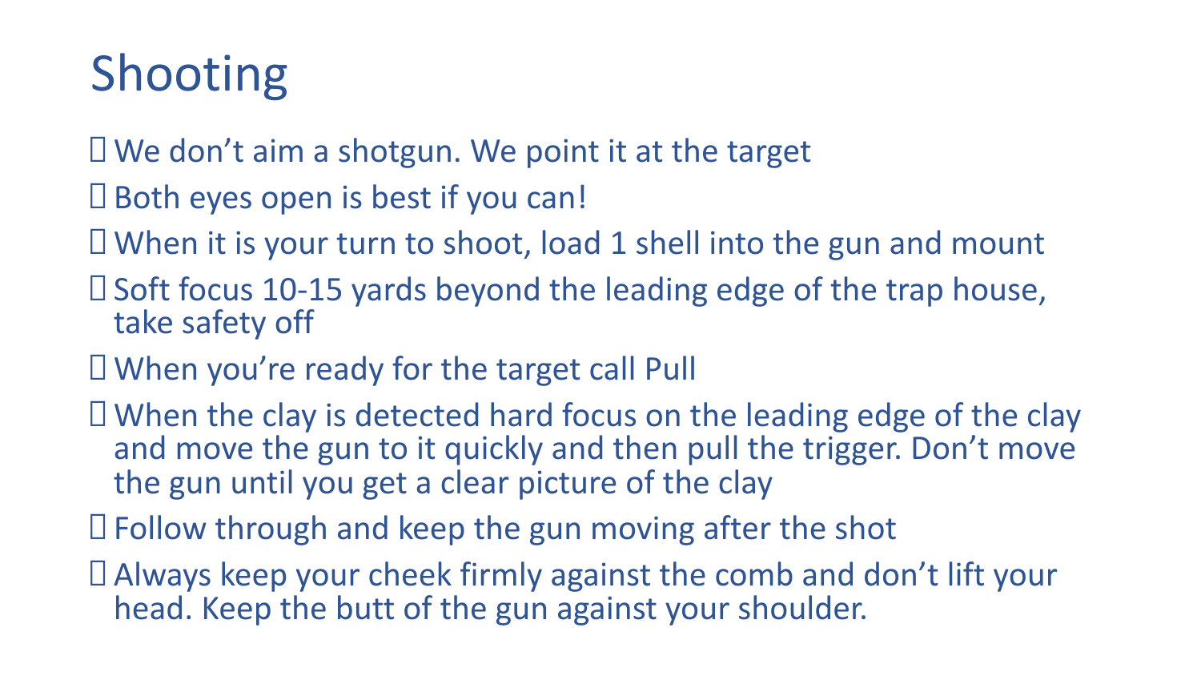# Shooting

- We don't aim a shotgun. We point it at the target
- Both eyes open is best if you can!
- When it is your turn to shoot, load 1 shell into the gun and mount
- Soft focus 10-15 yards beyond the leading edge of the trap house, take safety off
- When you're ready for the target call Pull
- When the clay is detected hard focus on the leading edge of the clay and move the gun to it quickly and then pull the trigger. Don't move the gun until you get a clear picture of the clay
- Follow through and keep the gun moving after the shot
- Always keep your cheek firmly against the comb and don't lift your head. Keep the butt of the gun against your shoulder.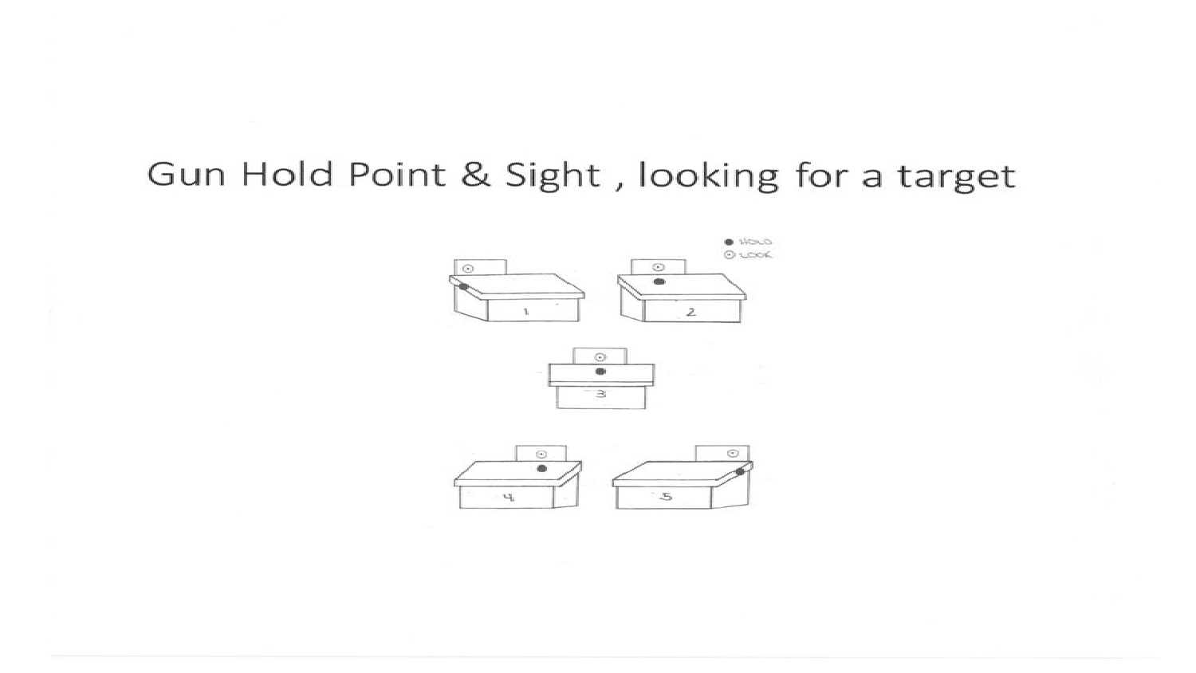# Gun Hold Point & Sight , looking for a target

● HOLD
⊙ LOOK

1

2

3

4

5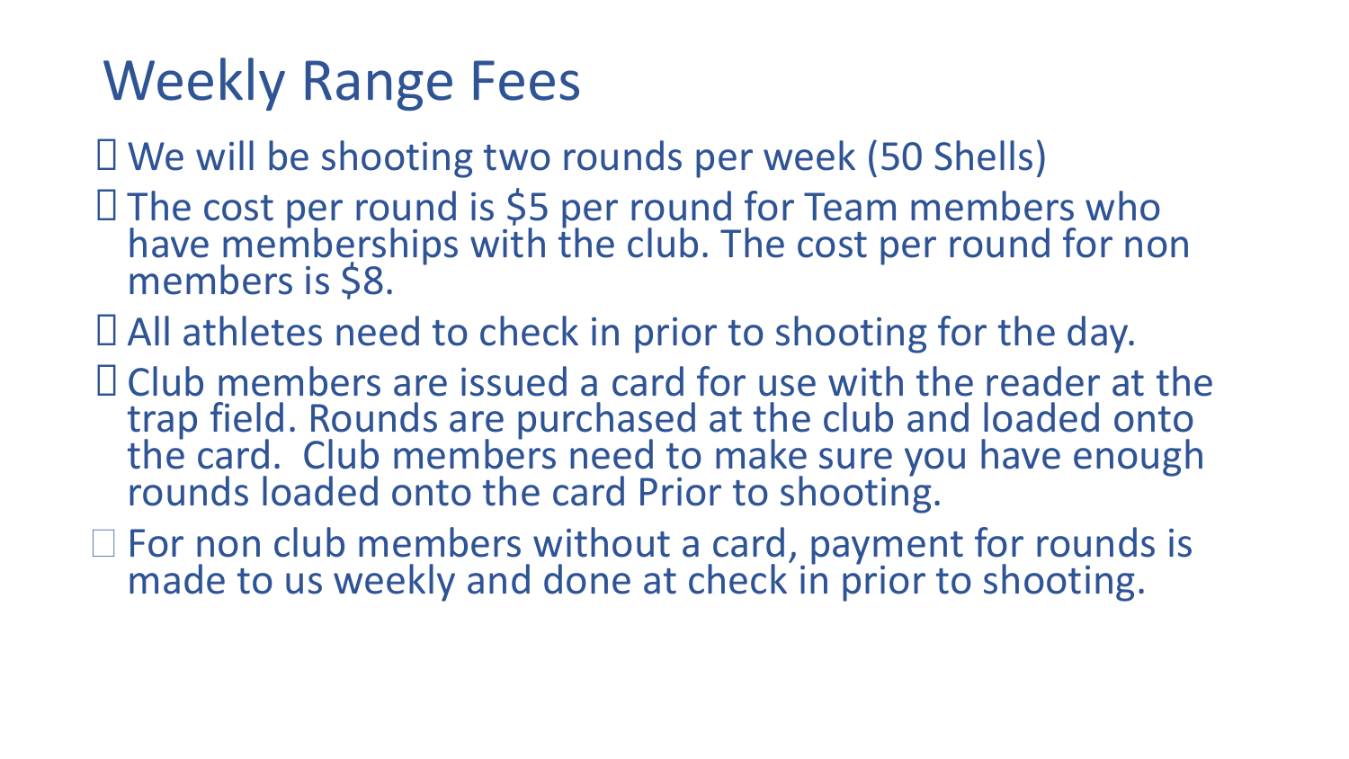# Weekly Range Fees

- We will be shooting two rounds per week (50 Shells)
- The cost per round is $5 per round for Team members who have memberships with the club. The cost per round for non members is $8.
- All athletes need to check in prior to shooting for the day.
- Club members are issued a card for use with the reader at the trap field. Rounds are purchased at the club and loaded onto the card. Club members need to make sure you have enough rounds loaded onto the card Prior to shooting.
- For non club members without a card, payment for rounds is made to us weekly and done at check in prior to shooting.